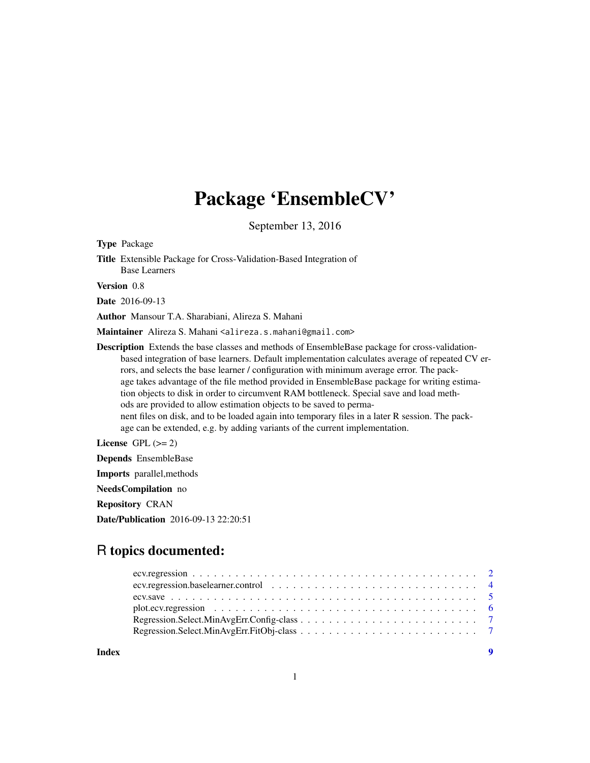# Package 'EnsembleCV'

September 13, 2016

**Type** Package

**Title** Extensible Package for Cross-Validation-Based Integration of Base Learners

**Version** 0.8

**Date** 2016-09-13

**Author** Mansour T.A. Sharabiani, Alireza S. Mahani

**Maintainer** Alireza S. Mahani <alireza.s.mahani@gmail.com>

**Description** Extends the base classes and methods of EnsembleBase package for cross-validation-based integration of base learners. Default implementation calculates average of repeated CV errors, and selects the base learner / configuration with minimum average error. The package takes advantage of the file method provided in EnsembleBase package for writing estimation objects to disk in order to circumvent RAM bottleneck. Special save and load methods are provided to allow estimation objects to be saved to permanent files on disk, and to be loaded again into temporary files in a later R session. The package can be extended, e.g. by adding variants of the current implementation.

**License** GPL (>= 2)

**Depends** EnsembleBase

**Imports** parallel,methods

**NeedsCompilation** no

**Repository** CRAN

**Date/Publication** 2016-09-13 22:20:51

## R topics documented:

- ecv.regression . . . . . . . . . . . . . . . . . . . . . . . . . . . . . . . . . . . . . . 2
- ecv.regression.baselearner.control . . . . . . . . . . . . . . . . . . . . . . . . . . . 4
- ecv.save . . . . . . . . . . . . . . . . . . . . . . . . . . . . . . . . . . . . . . . . . 5
- plot.ecv.regression . . . . . . . . . . . . . . . . . . . . . . . . . . . . . . . . . . . 6
- Regression.Select.MinAvgErr.Config-class . . . . . . . . . . . . . . . . . . . . . . . 7
- Regression.Select.MinAvgErr.FitObj-class . . . . . . . . . . . . . . . . . . . . . . . 7

**Index** 9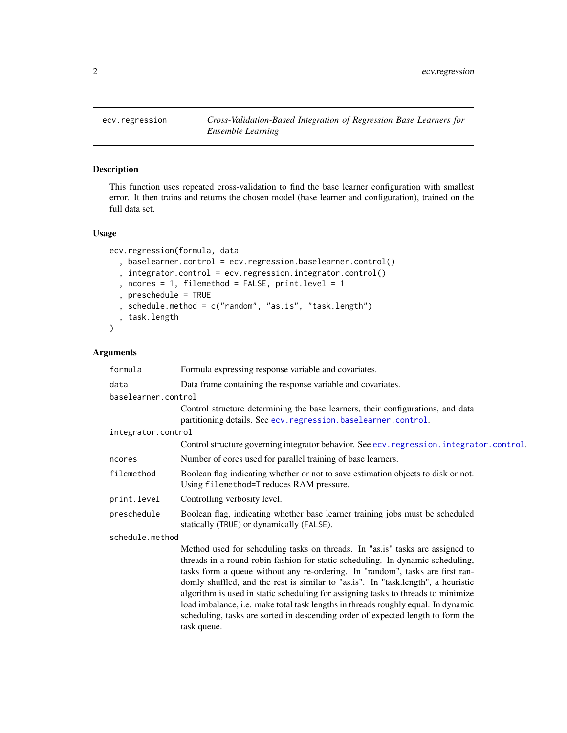# ecv.regression — *Cross-Validation-Based Integration of Regression Base Learners for Ensemble Learning*

## Description

This function uses repeated cross-validation to find the base learner configuration with smallest error. It then trains and returns the chosen model (base learner and configuration), trained on the full data set.

## Usage

```
ecv.regression(formula, data
  , baselearner.control = ecv.regression.baselearner.control()
  , integrator.control = ecv.regression.integrator.control()
  , ncores = 1, filemethod = FALSE, print.level = 1
  , preschedule = TRUE
  , schedule.method = c("random", "as.is", "task.length")
  , task.length
)
```

## Arguments

`formula` Formula expressing response variable and covariates.

`data` Data frame containing the response variable and covariates.

`baselearner.control` Control structure determining the base learners, their configurations, and data partitioning details. See `ecv.regression.baselearner.control`.

`integrator.control` Control structure governing integrator behavior. See `ecv.regression.integrator.control`.

`ncores` Number of cores used for parallel training of base learners.

`filemethod` Boolean flag indicating whether or not to save estimation objects to disk or not. Using `filemethod=T` reduces RAM pressure.

`print.level` Controlling verbosity level.

`preschedule` Boolean flag, indicating whether base learner training jobs must be scheduled statically (`TRUE`) or dynamically (`FALSE`).

`schedule.method` Method used for scheduling tasks on threads. In "as.is" tasks are assigned to threads in a round-robin fashion for static scheduling. In dynamic scheduling, tasks form a queue without any re-ordering. In "random", tasks are first randomly shuffled, and the rest is similar to "as.is". In "task.length", a heuristic algorithm is used in static scheduling for assigning tasks to threads to minimize load imbalance, i.e. make total task lengths in threads roughly equal. In dynamic scheduling, tasks are sorted in descending order of expected length to form the task queue.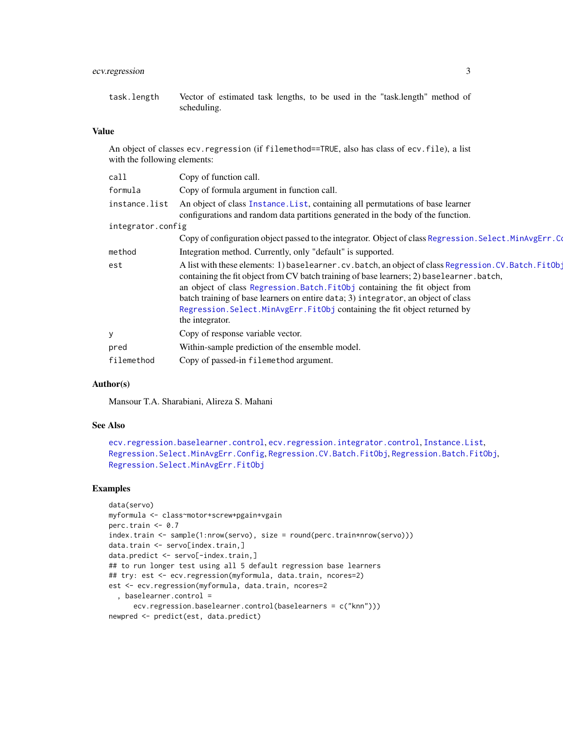task.length — Vector of estimated task lengths, to be used in the "task.length" method of scheduling.

## Value

An object of classes `ecv.regression` (if `filemethod==TRUE`, also has class of `ecv.file`), a list with the following elements:

| | |
|---|---|
| `call` | Copy of function call. |
| `formula` | Copy of formula argument in function call. |
| `instance.list` | An object of class Instance.List, containing all permutations of base learner configurations and random data partitions generated in the body of the function. |
| `integrator.config` | Copy of configuration object passed to the integrator. Object of class Regression.Select.MinAvgErr.Co |
| `method` | Integration method. Currently, only "default" is supported. |
| `est` | A list with these elements: 1) `baselearner.cv.batch`, an object of class Regression.CV.Batch.FitObj containing the fit object from CV batch training of base learners; 2) `baselearner.batch`, an object of class Regression.Batch.FitObj containing the fit object from batch training of base learners on entire `data`; 3) `integrator`, an object of class Regression.Select.MinAvgErr.FitObj containing the fit object returned by the integrator. |
| `y` | Copy of response variable vector. |
| `pred` | Within-sample prediction of the ensemble model. |
| `filemethod` | Copy of passed-in `filemethod` argument. |

## Author(s)

Mansour T.A. Sharabiani, Alireza S. Mahani

## See Also

ecv.regression.baselearner.control, ecv.regression.integrator.control, Instance.List, Regression.Select.MinAvgErr.Config, Regression.CV.Batch.FitObj, Regression.Batch.FitObj, Regression.Select.MinAvgErr.FitObj

## Examples

```
data(servo)
myformula <- class~motor+screw+pgain+vgain
perc.train <- 0.7
index.train <- sample(1:nrow(servo), size = round(perc.train*nrow(servo)))
data.train <- servo[index.train,]
data.predict <- servo[-index.train,]
## to run longer test using all 5 default regression base learners
## try: est <- ecv.regression(myformula, data.train, ncores=2)
est <- ecv.regression(myformula, data.train, ncores=2
  , baselearner.control =
      ecv.regression.baselearner.control(baselearners = c("knn")))
newpred <- predict(est, data.predict)
```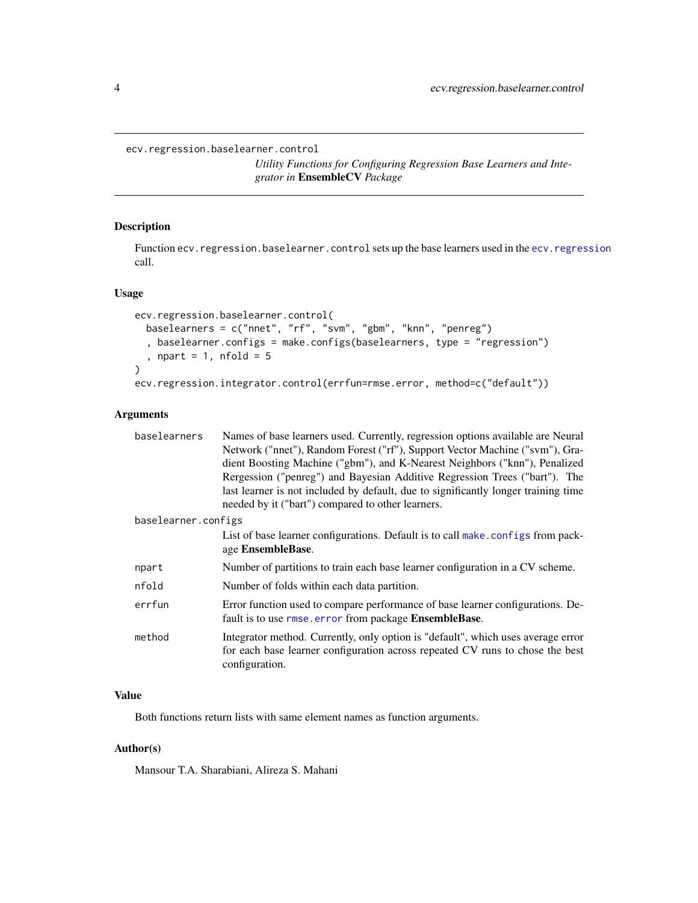ecv.regression.baselearner.control

*Utility Functions for Configuring Regression Base Learners and Integrator in* **EnsembleCV** *Package*

## Description

Function `ecv.regression.baselearner.control` sets up the base learners used in the `ecv.regression` call.

## Usage

```
ecv.regression.baselearner.control(
  baselearners = c("nnet", "rf", "svm", "gbm", "knn", "penreg")
  , baselearner.configs = make.configs(baselearners, type = "regression")
  , npart = 1, nfold = 5
)
ecv.regression.integrator.control(errfun=rmse.error, method=c("default"))
```

## Arguments

| | |
|---|---|
| `baselearners` | Names of base learners used. Currently, regression options available are Neural Network ("nnet"), Random Forest ("rf"), Support Vector Machine ("svm"), Gradient Boosting Machine ("gbm"), and K-Nearest Neighbors ("knn"), Penalized Rergession ("penreg") and Bayesian Additive Regression Trees ("bart"). The last learner is not included by default, due to significantly longer training time needed by it ("bart") compared to other learners. |
| `baselearner.configs` | List of base learner configurations. Default is to call `make.configs` from package **EnsembleBase**. |
| `npart` | Number of partitions to train each base learner configuration in a CV scheme. |
| `nfold` | Number of folds within each data partition. |
| `errfun` | Error function used to compare performance of base learner configurations. Default is to use `rmse.error` from package **EnsembleBase**. |
| `method` | Integrator method. Currently, only option is "default", which uses average error for each base learner configuration across repeated CV runs to chose the best configuration. |

## Value

Both functions return lists with same element names as function arguments.

## Author(s)

Mansour T.A. Sharabiani, Alireza S. Mahani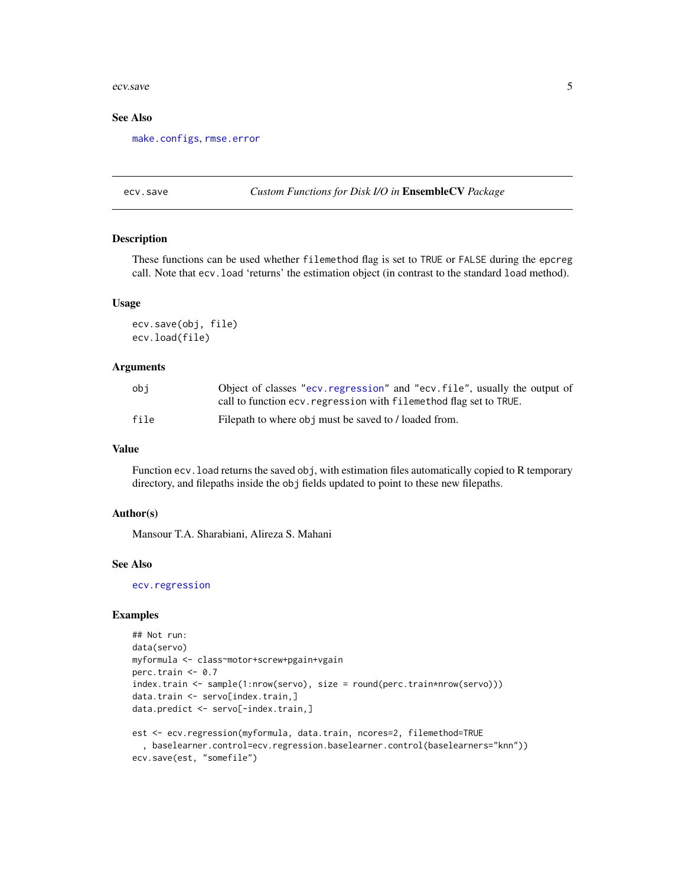### See Also

make.configs, rmse.error

---

## ecv.save — *Custom Functions for Disk I/O in* **EnsembleCV** *Package*

### Description

These functions can be used whether `filemethod` flag is set to `TRUE` or `FALSE` during the `epcreg` call. Note that `ecv.load` 'returns' the estimation object (in contrast to the standard `load` method).

### Usage

```
ecv.save(obj, file)
ecv.load(file)
```

### Arguments

| | |
|---|---|
| `obj` | Object of classes `"ecv.regression"` and `"ecv.file"`, usually the output of call to function `ecv.regression` with `filemethod` flag set to `TRUE`. |
| `file` | Filepath to where `obj` must be saved to / loaded from. |

### Value

Function `ecv.load` returns the saved `obj`, with estimation files automatically copied to R temporary directory, and filepaths inside the `obj` fields updated to point to these new filepaths.

### Author(s)

Mansour T.A. Sharabiani, Alireza S. Mahani

### See Also

ecv.regression

### Examples

```
## Not run:
data(servo)
myformula <- class~motor+screw+pgain+vgain
perc.train <- 0.7
index.train <- sample(1:nrow(servo), size = round(perc.train*nrow(servo)))
data.train <- servo[index.train,]
data.predict <- servo[-index.train,]

est <- ecv.regression(myformula, data.train, ncores=2, filemethod=TRUE
  , baselearner.control=ecv.regression.baselearner.control(baselearners="knn"))
ecv.save(est, "somefile")
```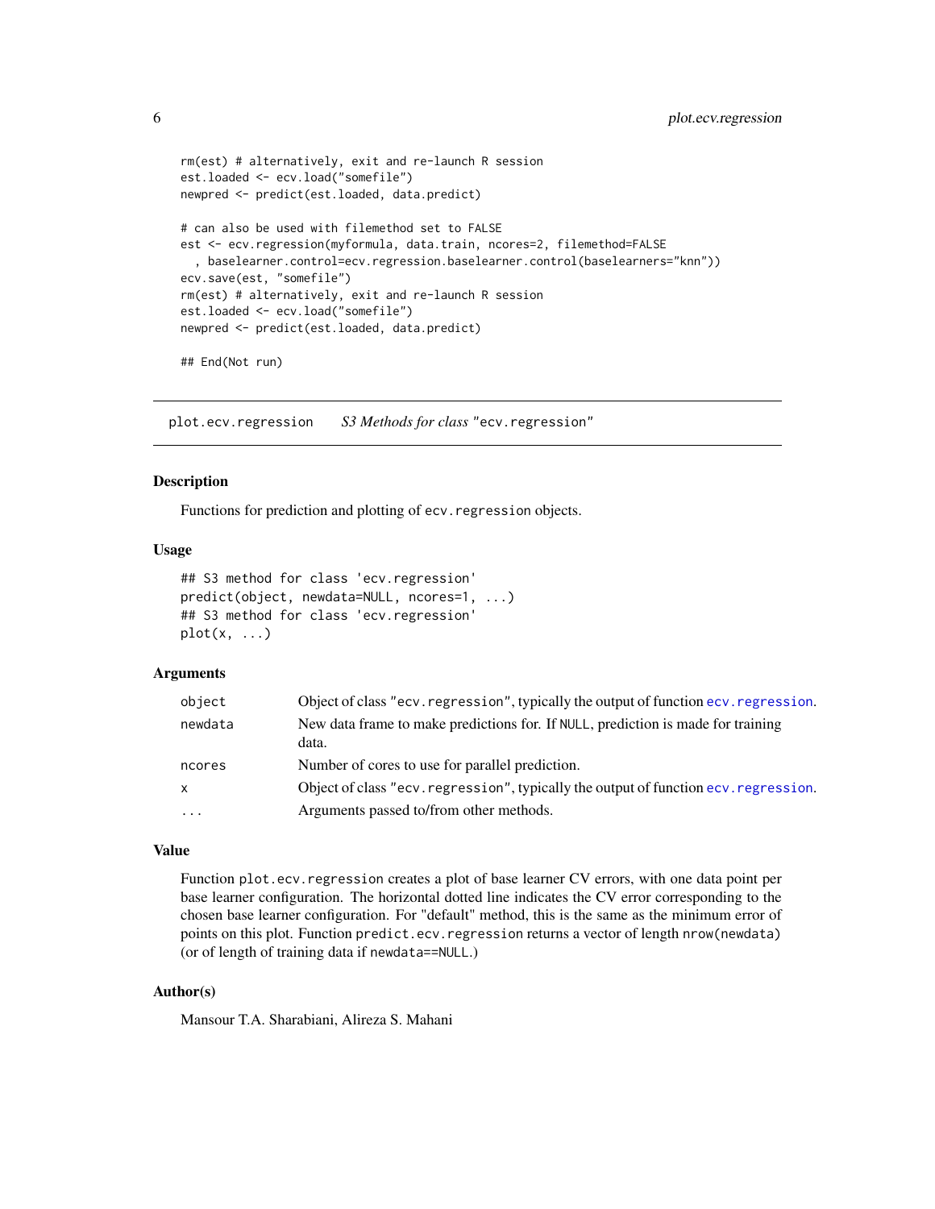```
rm(est) # alternatively, exit and re-launch R session
est.loaded <- ecv.load("somefile")
newpred <- predict(est.loaded, data.predict)

# can also be used with filemethod set to FALSE
est <- ecv.regression(myformula, data.train, ncores=2, filemethod=FALSE
  , baselearner.control=ecv.regression.baselearner.control(baselearners="knn"))
ecv.save(est, "somefile")
rm(est) # alternatively, exit and re-launch R session
est.loaded <- ecv.load("somefile")
newpred <- predict(est.loaded, data.predict)

## End(Not run)
```

## plot.ecv.regression — *S3 Methods for class* "ecv.regression"

### Description

Functions for prediction and plotting of `ecv.regression` objects.

### Usage

```
## S3 method for class 'ecv.regression'
predict(object, newdata=NULL, ncores=1, ...)
## S3 method for class 'ecv.regression'
plot(x, ...)
```

### Arguments

| | |
|---|---|
| `object` | Object of class "ecv.regression", typically the output of function `ecv.regression`. |
| `newdata` | New data frame to make predictions for. If `NULL`, prediction is made for training data. |
| `ncores` | Number of cores to use for parallel prediction. |
| `x` | Object of class "ecv.regression", typically the output of function `ecv.regression`. |
| `...` | Arguments passed to/from other methods. |

### Value

Function `plot.ecv.regression` creates a plot of base learner CV errors, with one data point per base learner configuration. The horizontal dotted line indicates the CV error corresponding to the chosen base learner configuration. For "default" method, this is the same as the minimum error of points on this plot. Function `predict.ecv.regression` returns a vector of length `nrow(newdata)` (or of length of training data if `newdata==NULL`.)

### Author(s)

Mansour T.A. Sharabiani, Alireza S. Mahani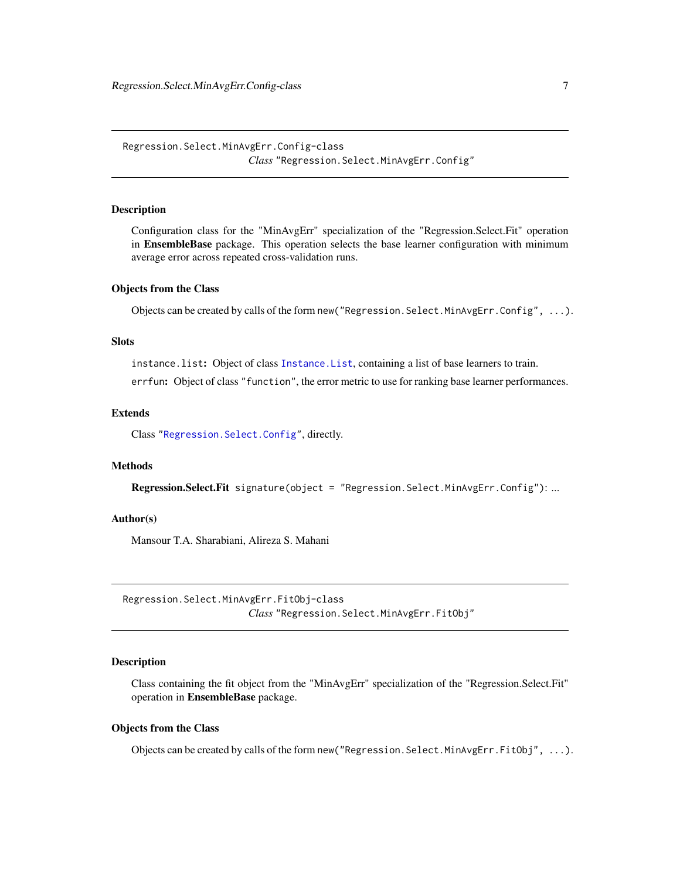## Regression.Select.MinAvgErr.Config-class

*Class* `"Regression.Select.MinAvgErr.Config"`

### Description

Configuration class for the "MinAvgErr" specialization of the "Regression.Select.Fit" operation in **EnsembleBase** package. This operation selects the base learner configuration with minimum average error across repeated cross-validation runs.

### Objects from the Class

Objects can be created by calls of the form `new("Regression.Select.MinAvgErr.Config", ...)`.

### Slots

`instance.list`**:** Object of class `Instance.List`, containing a list of base learners to train.

`errfun`**:** Object of class `"function"`, the error metric to use for ranking base learner performances.

### Extends

Class `"Regression.Select.Config"`, directly.

### Methods

**Regression.Select.Fit** `signature(object = "Regression.Select.MinAvgErr.Config")`: ...

### Author(s)

Mansour T.A. Sharabiani, Alireza S. Mahani

## Regression.Select.MinAvgErr.FitObj-class

*Class* `"Regression.Select.MinAvgErr.FitObj"`

### Description

Class containing the fit object from the "MinAvgErr" specialization of the "Regression.Select.Fit" operation in **EnsembleBase** package.

### Objects from the Class

Objects can be created by calls of the form `new("Regression.Select.MinAvgErr.FitObj", ...)`.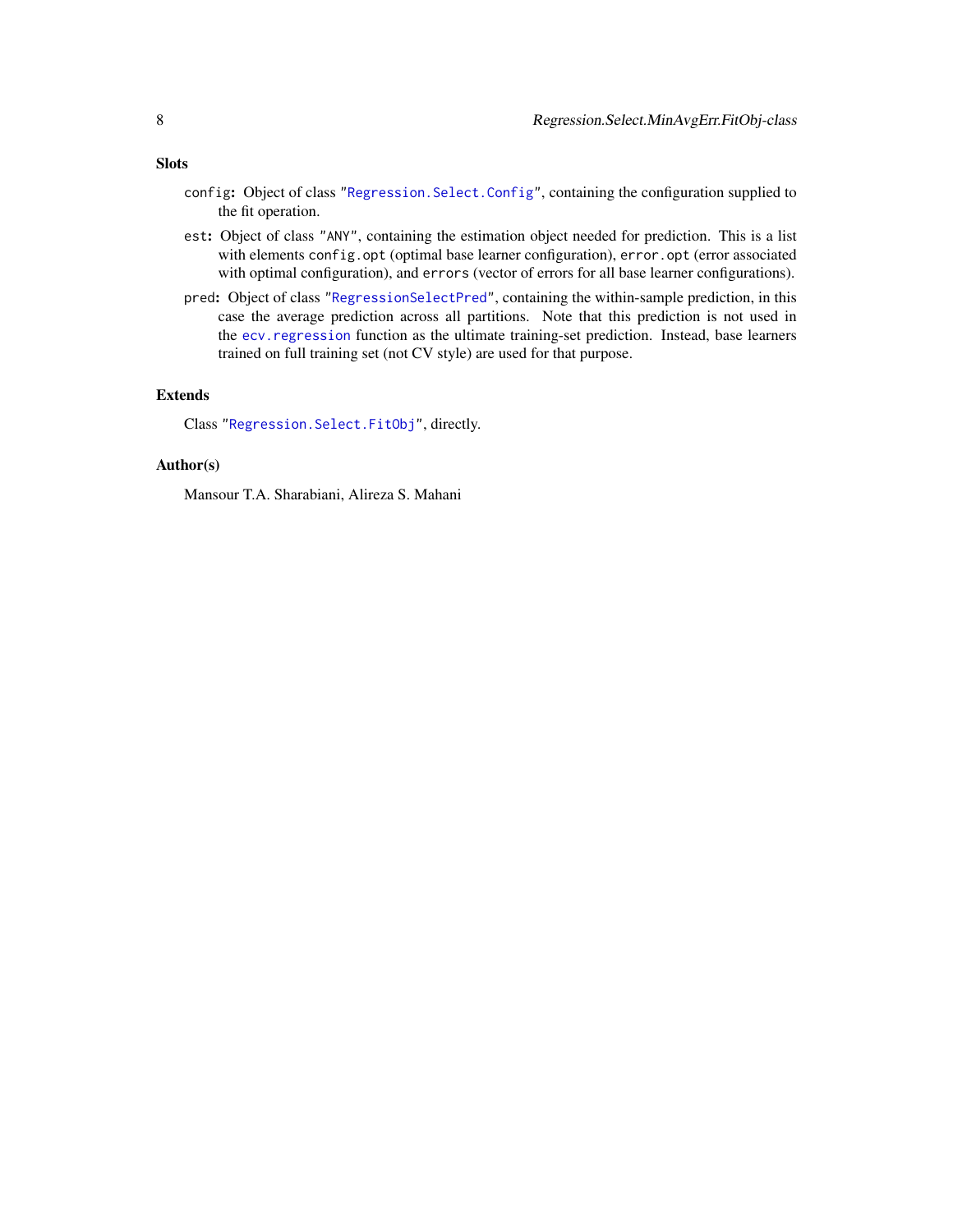### Slots

- `config`: Object of class "`Regression.Select.Config`", containing the configuration supplied to the fit operation.
- `est`: Object of class "`ANY`", containing the estimation object needed for prediction. This is a list with elements `config.opt` (optimal base learner configuration), `error.opt` (error associated with optimal configuration), and `errors` (vector of errors for all base learner configurations).
- `pred`: Object of class "`RegressionSelectPred`", containing the within-sample prediction, in this case the average prediction across all partitions. Note that this prediction is not used in the `ecv.regression` function as the ultimate training-set prediction. Instead, base learners trained on full training set (not CV style) are used for that purpose.

### Extends

Class "`Regression.Select.FitObj`", directly.

### Author(s)

Mansour T.A. Sharabiani, Alireza S. Mahani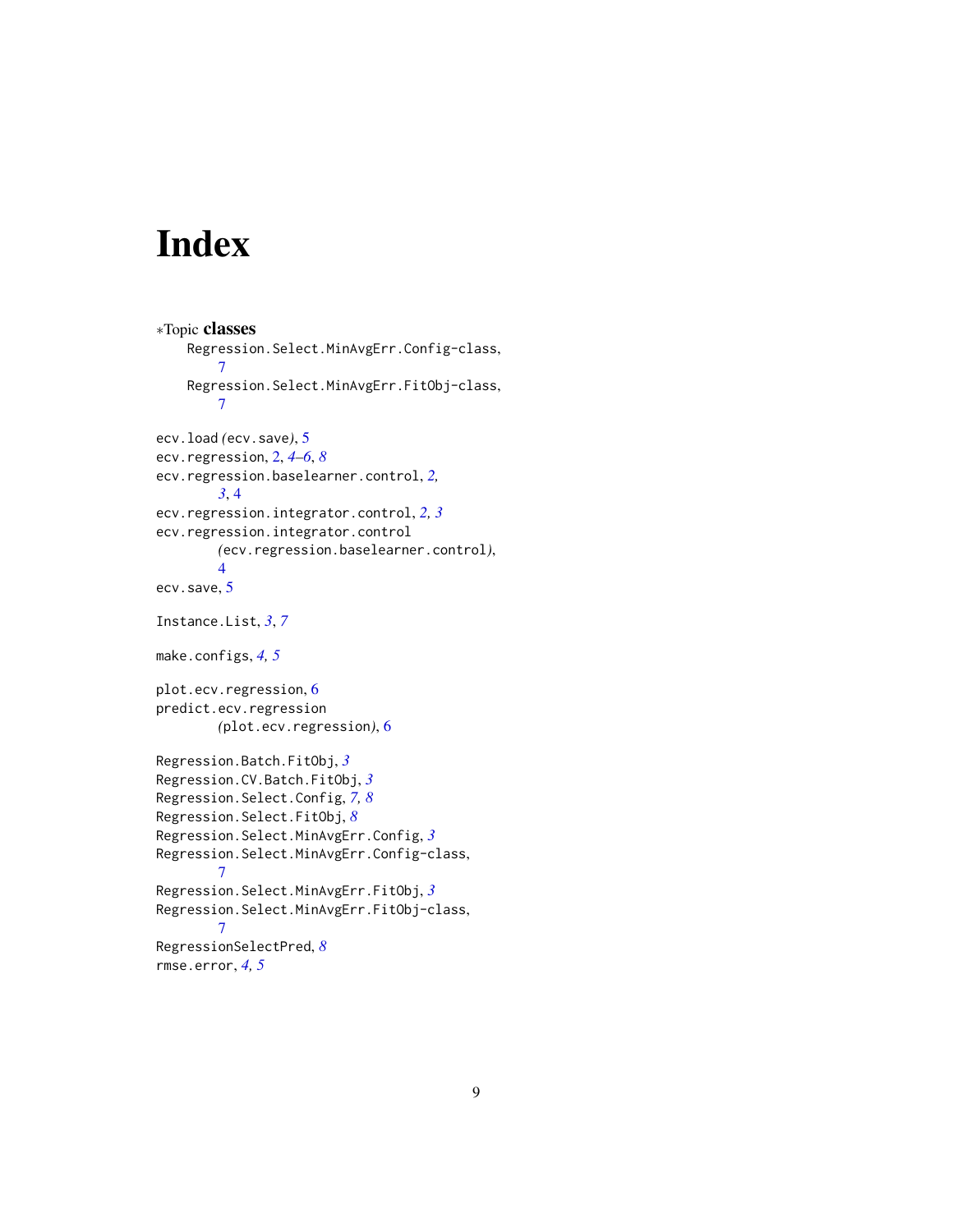# Index

∗Topic **classes**
    Regression.Select.MinAvgErr.Config-class, 7
    Regression.Select.MinAvgErr.FitObj-class, 7

ecv.load *(*ecv.save*)*, 5
ecv.regression, 2, *4–6*, *8*
ecv.regression.baselearner.control, *2, 3*, 4
ecv.regression.integrator.control, *2, 3*
ecv.regression.integrator.control *(*ecv.regression.baselearner.control*)*, 4
ecv.save, 5

Instance.List, *3*, *7*

make.configs, *4, 5*

plot.ecv.regression, 6
predict.ecv.regression *(*plot.ecv.regression*)*, 6

Regression.Batch.FitObj, *3*
Regression.CV.Batch.FitObj, *3*
Regression.Select.Config, *7, 8*
Regression.Select.FitObj, *8*
Regression.Select.MinAvgErr.Config, *3*
Regression.Select.MinAvgErr.Config-class, 7
Regression.Select.MinAvgErr.FitObj, *3*
Regression.Select.MinAvgErr.FitObj-class, 7
RegressionSelectPred, *8*
rmse.error, *4, 5*